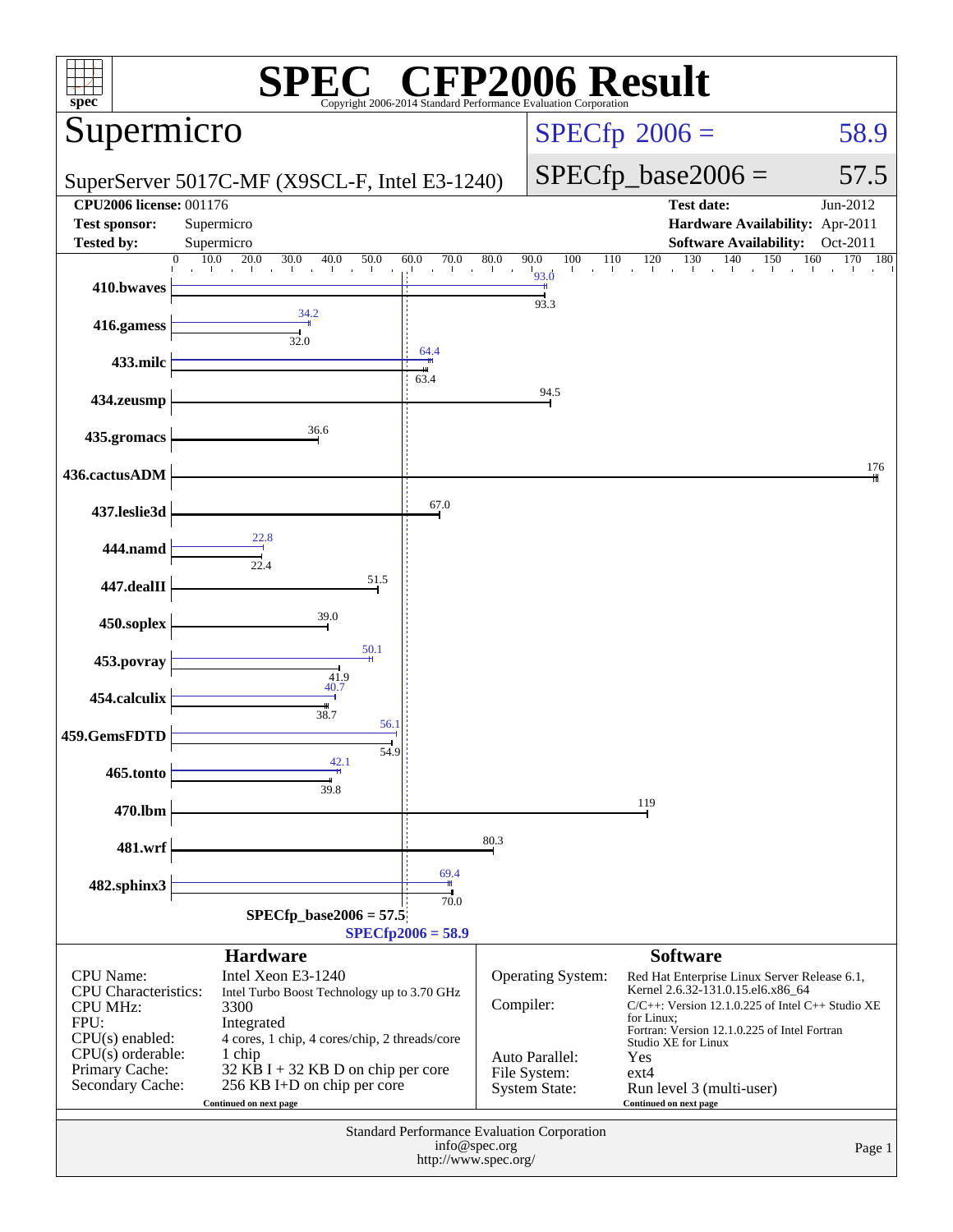# SPEC CFP2006 Result

Copyright 2006-2014 Standard Performance Evaluation Corporation

## Supermicro

SuperServer 5017C-MF (X9SCL-F, Intel E3-1240)

SPECfp 2006 = 58.9

SPECfp_base2006 = 57.5

| | | | |
|---|---|---|---|
| **CPU2006 license:** | 001176 | **Test date:** | Jun-2012 |
| **Test sponsor:** | Supermicro | **Hardware Availability:** | Apr-2011 |
| **Tested by:** | Supermicro | **Software Availability:** | Oct-2011 |

| Benchmark | Peak | Base |
|---|---|---|
| 410.bwaves | 93.0 | 93.3 |
| 416.gamess | 34.2 | 32.0 |
| 433.milc | 64.4 | 63.4 |
| 434.zeusmp | | 94.5 |
| 435.gromacs | | 36.6 |
| 436.cactusADM | | 176 |
| 437.leslie3d | | 67.0 |
| 444.namd | 22.8 | 22.4 |
| 447.dealII | | 51.5 |
| 450.soplex | | 39.0 |
| 453.povray | 50.1 | 41.9 |
| 454.calculix | 40.7 | 38.7 |
| 459.GemsFDTD | 56.1 | 54.9 |
| 465.tonto | 42.1 | 39.8 |
| 470.lbm | | 119 |
| 481.wrf | | 80.3 |
| 482.sphinx3 | 69.4 | 70.0 |

SPECfp_base2006 = 57.5

SPECfp2006 = 58.9

### Hardware

| | |
|---|---|
| CPU Name: | Intel Xeon E3-1240 |
| CPU Characteristics: | Intel Turbo Boost Technology up to 3.70 GHz |
| CPU MHz: | 3300 |
| FPU: | Integrated |
| CPU(s) enabled: | 4 cores, 1 chip, 4 cores/chip, 2 threads/core |
| CPU(s) orderable: | 1 chip |
| Primary Cache: | 32 KB I + 32 KB D on chip per core |
| Secondary Cache: | 256 KB I+D on chip per core |

Continued on next page

### Software

| | |
|---|---|
| Operating System: | Red Hat Enterprise Linux Server Release 6.1, Kernel 2.6.32-131.0.15.el6.x86_64 |
| Compiler: | C/C++: Version 12.1.0.225 of Intel C++ Studio XE for Linux; Fortran: Version 12.1.0.225 of Intel Fortran Studio XE for Linux |
| Auto Parallel: | Yes |
| File System: | ext4 |
| System State: | Run level 3 (multi-user) |

Continued on next page

Standard Performance Evaluation Corporation
info@spec.org
http://www.spec.org/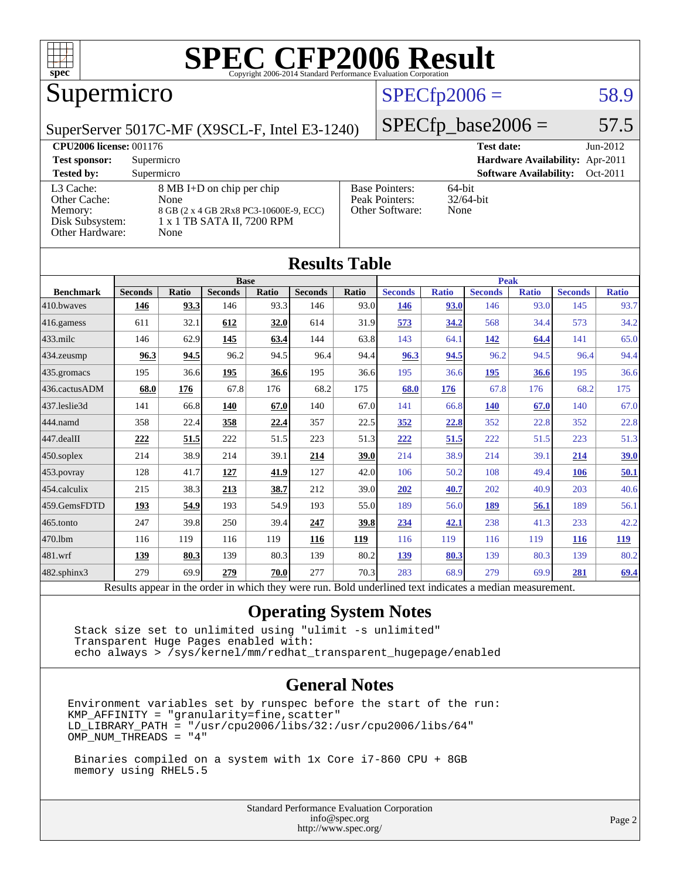# SPEC CFP2006 Result

Copyright 2006-2014 Standard Performance Evaluation Corporation

## Supermicro

SuperServer 5017C-MF (X9SCL-F, Intel E3-1240)

SPECfp2006 = 58.9

SPECfp_base2006 = 57.5

| | | | |
|---|---|---|---|
| **CPU2006 license:** 001176 | | **Test date:** | Jun-2012 |
| **Test sponsor:** | Supermicro | **Hardware Availability:** | Apr-2011 |
| **Tested by:** | Supermicro | **Software Availability:** | Oct-2011 |

| | |
|---|---|
| L3 Cache: | 8 MB I+D on chip per chip |
| Other Cache: | None |
| Memory: | 8 GB (2 x 4 GB 2Rx8 PC3-10600E-9, ECC) |
| Disk Subsystem: | 1 x 1 TB SATA II, 7200 RPM |
| Other Hardware: | None |

| | |
|---|---|
| Base Pointers: | 64-bit |
| Peak Pointers: | 32/64-bit |
| Other Software: | None |

## Results Table

| | Base | | | | | | Peak | | | | | |
|---|---|---|---|---|---|---|---|---|---|---|---|---|
| **Benchmark** | **Seconds** | **Ratio** | **Seconds** | **Ratio** | **Seconds** | **Ratio** | **Seconds** | **Ratio** | **Seconds** | **Ratio** | **Seconds** | **Ratio** |
| 410.bwaves | **146** | **93.3** | 146 | 93.3 | 146 | 93.0 | **146** | **93.0** | 146 | 93.0 | 145 | 93.7 |
| 416.gamess | 611 | 32.1 | **612** | **32.0** | 614 | 31.9 | **573** | **34.2** | 568 | 34.4 | 573 | 34.2 |
| 433.milc | 146 | 62.9 | **145** | **63.4** | 144 | 63.8 | 143 | 64.1 | **142** | **64.4** | 141 | 65.0 |
| 434.zeusmp | **96.3** | **94.5** | 96.2 | 94.5 | 96.4 | 94.4 | **96.3** | **94.5** | 96.2 | 94.5 | 96.4 | 94.4 |
| 435.gromacs | 195 | 36.6 | **195** | **36.6** | 195 | 36.6 | 195 | 36.6 | **195** | **36.6** | 195 | 36.6 |
| 436.cactusADM | **68.0** | **176** | 67.8 | 176 | 68.2 | 175 | **68.0** | **176** | 67.8 | 176 | 68.2 | 175 |
| 437.leslie3d | 141 | 66.8 | **140** | **67.0** | 140 | 67.0 | 141 | 66.8 | **140** | **67.0** | 140 | 67.0 |
| 444.namd | 358 | 22.4 | **358** | **22.4** | 357 | 22.5 | **352** | **22.8** | 352 | 22.8 | 352 | 22.8 |
| 447.dealII | **222** | **51.5** | 222 | 51.5 | 223 | 51.3 | **222** | **51.5** | 222 | 51.5 | 223 | 51.3 |
| 450.soplex | 214 | 38.9 | 214 | 39.1 | **214** | **39.0** | 214 | 38.9 | 214 | 39.1 | **214** | **39.0** |
| 453.povray | 128 | 41.7 | **127** | **41.9** | 127 | 42.0 | 106 | 50.2 | 108 | 49.4 | **106** | **50.1** |
| 454.calculix | 215 | 38.3 | **213** | **38.7** | 212 | 39.0 | **202** | **40.7** | 202 | 40.9 | 203 | 40.6 |
| 459.GemsFDTD | **193** | **54.9** | 193 | 54.9 | 193 | 55.0 | 189 | 56.0 | **189** | **56.1** | 189 | 56.1 |
| 465.tonto | 247 | 39.8 | 250 | 39.4 | **247** | **39.8** | **234** | **42.1** | 238 | 41.3 | 233 | 42.2 |
| 470.lbm | 116 | 119 | 116 | 119 | **116** | **119** | 116 | 119 | 116 | 119 | **116** | **119** |
| 481.wrf | **139** | **80.3** | 139 | 80.3 | 139 | 80.2 | **139** | **80.3** | 139 | 80.3 | 139 | 80.2 |
| 482.sphinx3 | 279 | 69.9 | **279** | **70.0** | 277 | 70.3 | 283 | 68.9 | 279 | 69.9 | **281** | **69.4** |

Results appear in the order in which they were run. Bold underlined text indicates a median measurement.

## Operating System Notes

```
Stack size set to unlimited using "ulimit -s unlimited"
Transparent Huge Pages enabled with:
echo always > /sys/kernel/mm/redhat_transparent_hugepage/enabled
```

## General Notes

```
Environment variables set by runspec before the start of the run:
KMP_AFFINITY = "granularity=fine,scatter"
LD_LIBRARY_PATH = "/usr/cpu2006/libs/32:/usr/cpu2006/libs/64"
OMP_NUM_THREADS = "4"

 Binaries compiled on a system with 1x Core i7-860 CPU + 8GB
 memory using RHEL5.5
```

Standard Performance Evaluation Corporation
info@spec.org
http://www.spec.org/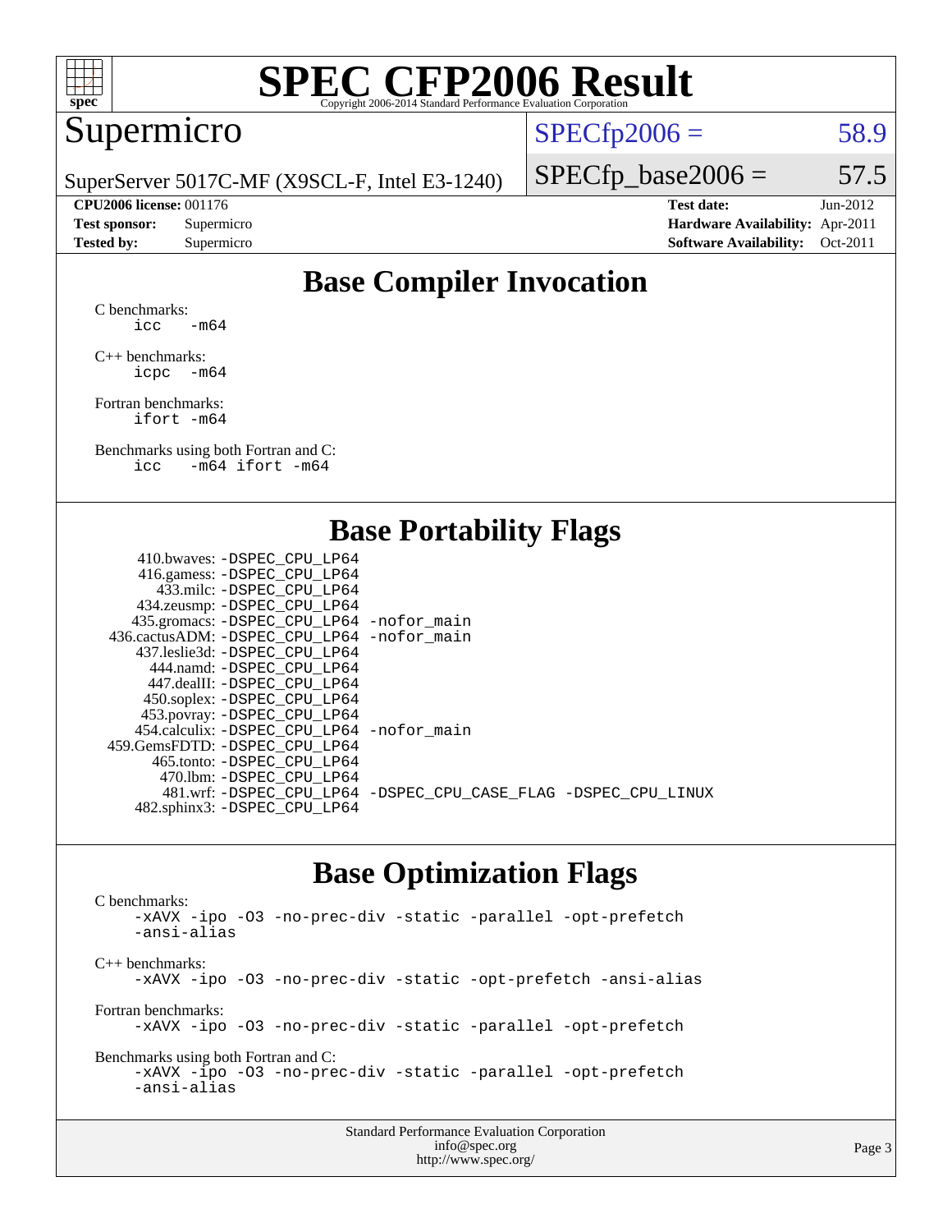# SPEC CFP2006 Result

Copyright 2006-2014 Standard Performance Evaluation Corporation

## Supermicro

SuperServer 5017C-MF (X9SCL-F, Intel E3-1240)

SPECfp2006 = 58.9

SPECfp_base2006 = 57.5

| | | | |
|---|---|---|---|
| **CPU2006 license:** | 001176 | **Test date:** | Jun-2012 |
| **Test sponsor:** | Supermicro | **Hardware Availability:** | Apr-2011 |
| **Tested by:** | Supermicro | **Software Availability:** | Oct-2011 |

## Base Compiler Invocation

C benchmarks:
```
icc   -m64
```

C++ benchmarks:
```
icpc  -m64
```

Fortran benchmarks:
```
ifort -m64
```

Benchmarks using both Fortran and C:
```
icc   -m64 ifort -m64
```

## Base Portability Flags

```
    410.bwaves: -DSPEC_CPU_LP64
    416.gamess: -DSPEC_CPU_LP64
      433.milc: -DSPEC_CPU_LP64
    434.zeusmp: -DSPEC_CPU_LP64
   435.gromacs: -DSPEC_CPU_LP64 -nofor_main
 436.cactusADM: -DSPEC_CPU_LP64 -nofor_main
   437.leslie3d: -DSPEC_CPU_LP64
      444.namd: -DSPEC_CPU_LP64
    447.dealII: -DSPEC_CPU_LP64
    450.soplex: -DSPEC_CPU_LP64
    453.povray: -DSPEC_CPU_LP64
  454.calculix: -DSPEC_CPU_LP64 -nofor_main
 459.GemsFDTD: -DSPEC_CPU_LP64
     465.tonto: -DSPEC_CPU_LP64
       470.lbm: -DSPEC_CPU_LP64
       481.wrf: -DSPEC_CPU_LP64 -DSPEC_CPU_CASE_FLAG -DSPEC_CPU_LINUX
   482.sphinx3: -DSPEC_CPU_LP64
```

## Base Optimization Flags

C benchmarks:
```
-xAVX -ipo -O3 -no-prec-div -static -parallel -opt-prefetch
-ansi-alias
```

C++ benchmarks:
```
-xAVX -ipo -O3 -no-prec-div -static -opt-prefetch -ansi-alias
```

Fortran benchmarks:
```
-xAVX -ipo -O3 -no-prec-div -static -parallel -opt-prefetch
```

Benchmarks using both Fortran and C:
```
-xAVX -ipo -O3 -no-prec-div -static -parallel -opt-prefetch
-ansi-alias
```

Standard Performance Evaluation Corporation
info@spec.org
http://www.spec.org/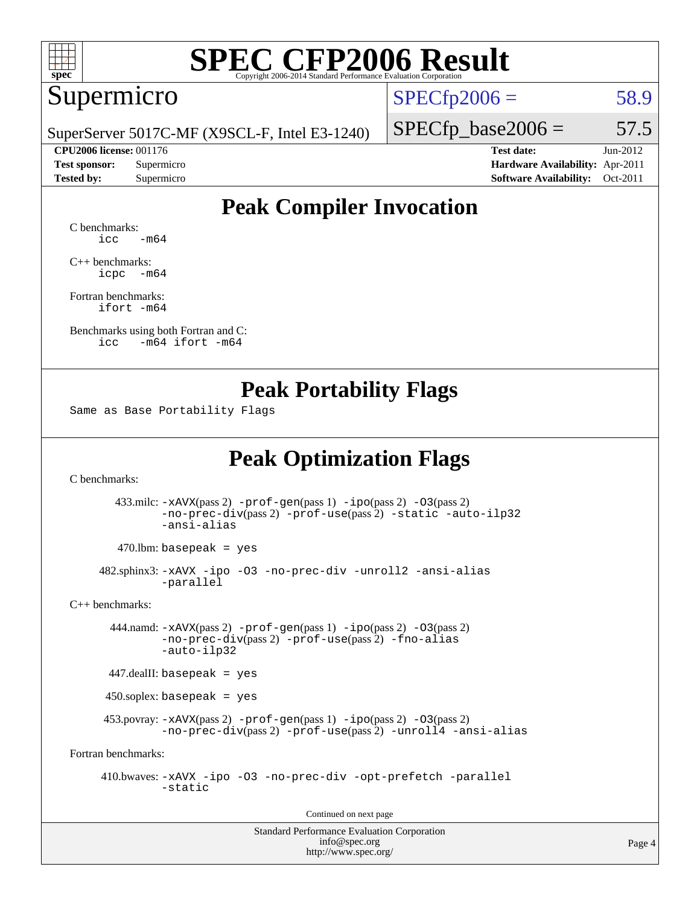# SPEC CFP2006 Result

Copyright 2006-2014 Standard Performance Evaluation Corporation

## Supermicro

SuperServer 5017C-MF (X9SCL-F, Intel E3-1240)

SPECfp2006 = 58.9

SPECfp_base2006 = 57.5

| | | | |
|---|---|---|---|
| **CPU2006 license:** 001176 | | **Test date:** | Jun-2012 |
| **Test sponsor:** | Supermicro | **Hardware Availability:** | Apr-2011 |
| **Tested by:** | Supermicro | **Software Availability:** | Oct-2011 |

## Peak Compiler Invocation

C benchmarks:
```
icc   -m64
```

C++ benchmarks:
```
icpc  -m64
```

Fortran benchmarks:
```
ifort -m64
```

Benchmarks using both Fortran and C:
```
icc   -m64 ifort -m64
```

## Peak Portability Flags

Same as Base Portability Flags

## Peak Optimization Flags

C benchmarks:

433.milc: -xAVX(pass 2) -prof-gen(pass 1) -ipo(pass 2) -O3(pass 2) -no-prec-div(pass 2) -prof-use(pass 2) -static -auto-ilp32 -ansi-alias

470.lbm: basepeak = yes

482.sphinx3: -xAVX -ipo -O3 -no-prec-div -unroll2 -ansi-alias -parallel

C++ benchmarks:

444.namd: -xAVX(pass 2) -prof-gen(pass 1) -ipo(pass 2) -O3(pass 2) -no-prec-div(pass 2) -prof-use(pass 2) -fno-alias -auto-ilp32

447.dealII: basepeak = yes

450.soplex: basepeak = yes

453.povray: -xAVX(pass 2) -prof-gen(pass 1) -ipo(pass 2) -O3(pass 2) -no-prec-div(pass 2) -prof-use(pass 2) -unroll4 -ansi-alias

Fortran benchmarks:

410.bwaves: -xAVX -ipo -O3 -no-prec-div -opt-prefetch -parallel -static

Continued on next page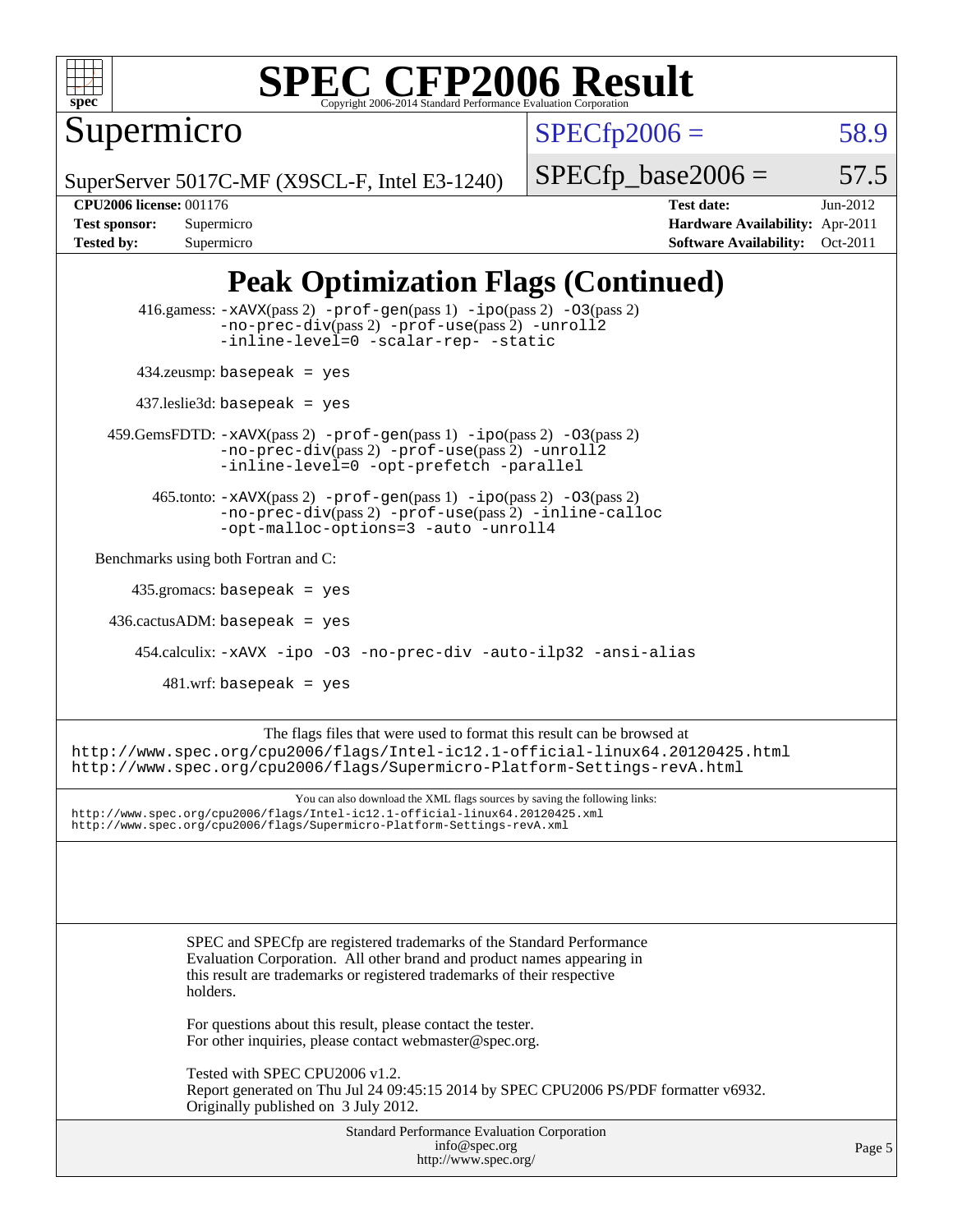# SPEC CFP2006 Result

Copyright 2006-2014 Standard Performance Evaluation Corporation

## Supermicro

SuperServer 5017C-MF (X9SCL-F, Intel E3-1240)

SPECfp2006 = 58.9

SPECfp_base2006 = 57.5

| | | | |
|---|---|---|---|
| **CPU2006 license:** | 001176 | **Test date:** | Jun-2012 |
| **Test sponsor:** | Supermicro | **Hardware Availability:** | Apr-2011 |
| **Tested by:** | Supermicro | **Software Availability:** | Oct-2011 |

## Peak Optimization Flags (Continued)

416.gamess: `-xAVX`(pass 2) `-prof-gen`(pass 1) `-ipo`(pass 2) `-O3`(pass 2) `-no-prec-div`(pass 2) `-prof-use`(pass 2) `-unroll2` `-inline-level=0` `-scalar-rep-` `-static`

434.zeusmp: `basepeak = yes`

437.leslie3d: `basepeak = yes`

459.GemsFDTD: `-xAVX`(pass 2) `-prof-gen`(pass 1) `-ipo`(pass 2) `-O3`(pass 2) `-no-prec-div`(pass 2) `-prof-use`(pass 2) `-unroll2` `-inline-level=0` `-opt-prefetch` `-parallel`

465.tonto: `-xAVX`(pass 2) `-prof-gen`(pass 1) `-ipo`(pass 2) `-O3`(pass 2) `-no-prec-div`(pass 2) `-prof-use`(pass 2) `-inline-calloc` `-opt-malloc-options=3` `-auto` `-unroll4`

Benchmarks using both Fortran and C:

435.gromacs: `basepeak = yes`

436.cactusADM: `basepeak = yes`

454.calculix: `-xAVX -ipo -O3 -no-prec-div -auto-ilp32 -ansi-alias`

481.wrf: `basepeak = yes`

The flags files that were used to format this result can be browsed at

http://www.spec.org/cpu2006/flags/Intel-ic12.1-official-linux64.20120425.html
http://www.spec.org/cpu2006/flags/Supermicro-Platform-Settings-revA.html

You can also download the XML flags sources by saving the following links:

http://www.spec.org/cpu2006/flags/Intel-ic12.1-official-linux64.20120425.xml
http://www.spec.org/cpu2006/flags/Supermicro-Platform-Settings-revA.xml

SPEC and SPECfp are registered trademarks of the Standard Performance Evaluation Corporation. All other brand and product names appearing in this result are trademarks or registered trademarks of their respective holders.

For questions about this result, please contact the tester.
For other inquiries, please contact webmaster@spec.org.

Tested with SPEC CPU2006 v1.2.
Report generated on Thu Jul 24 09:45:15 2014 by SPEC CPU2006 PS/PDF formatter v6932.
Originally published on 3 July 2012.

Standard Performance Evaluation Corporation
info@spec.org
http://www.spec.org/